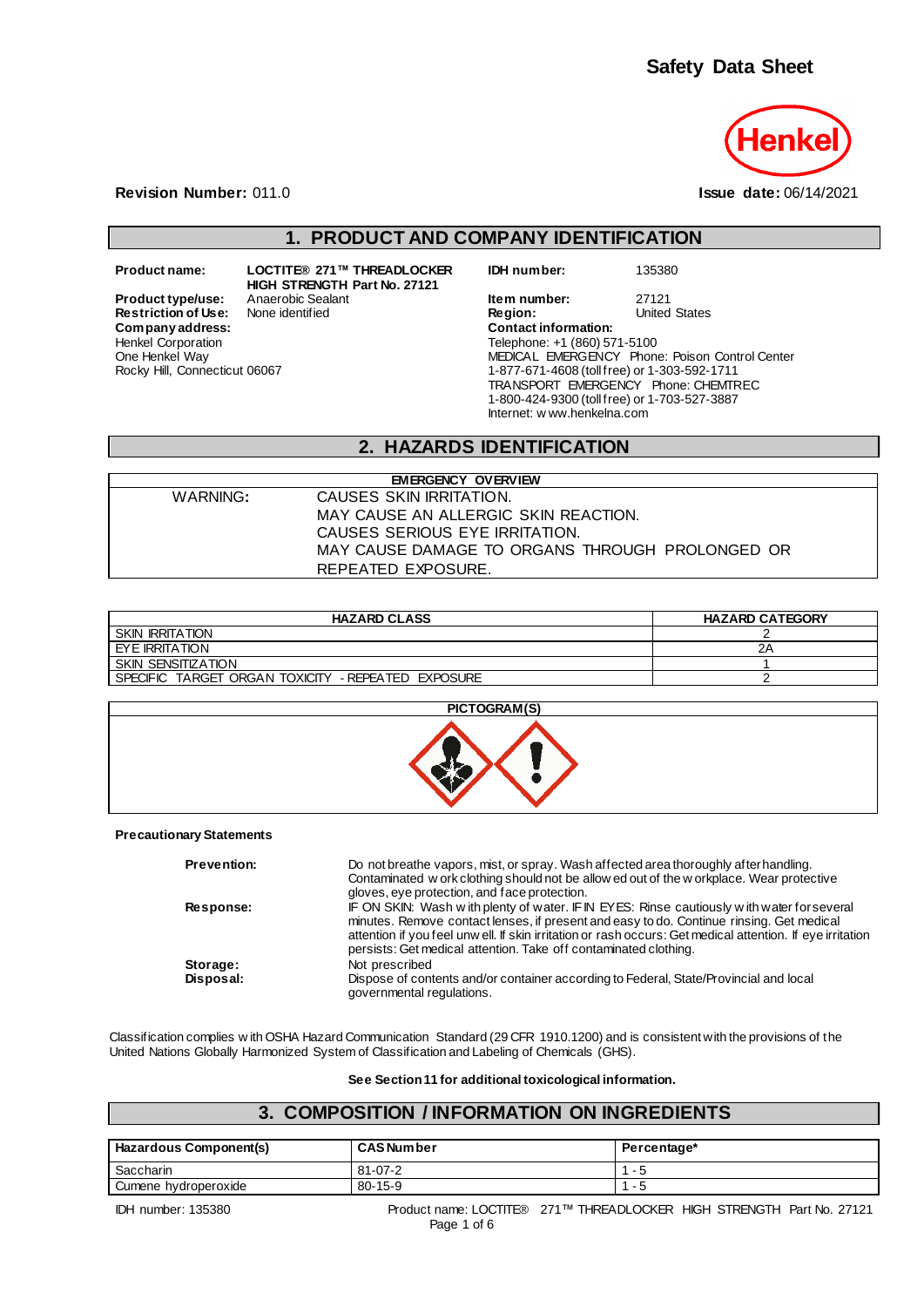# Safety Data Sheet

Henkel

**Revision Number:** 011.0

**Issue date:** 06/14/2021

## 1. PRODUCT AND COMPANY IDENTIFICATION

**Product name:** LOCTITE® 271™ THREADLOCKER HIGH STRENGTH Part No. 27121

**Product type/use:** Anaerobic Sealant

**Restriction of Use:** None identified

**Company address:**
Henkel Corporation
One Henkel Way
Rocky Hill, Connecticut 06067

**IDH number:** 135380

**Item number:** 27121

**Region:** United States

**Contact information:**
Telephone: +1 (860) 571-5100
MEDICAL EMERGENCY Phone: Poison Control Center
1-877-671-4608 (toll free) or 1-303-592-1711
TRANSPORT EMERGENCY Phone: CHEMTREC
1-800-424-9300 (toll free) or 1-703-527-3887
Internet: www.henkelna.com

## 2. HAZARDS IDENTIFICATION

| EMERGENCY OVERVIEW | |
|---|---|
| WARNING: | CAUSES SKIN IRRITATION.<br>MAY CAUSE AN ALLERGIC SKIN REACTION.<br>CAUSES SERIOUS EYE IRRITATION.<br>MAY CAUSE DAMAGE TO ORGANS THROUGH PROLONGED OR REPEATED EXPOSURE. |

| HAZARD CLASS | HAZARD CATEGORY |
|---|---|
| SKIN IRRITATION | 2 |
| EYE IRRITATION | 2A |
| SKIN SENSITIZATION | 1 |
| SPECIFIC TARGET ORGAN TOXICITY - REPEATED EXPOSURE | 2 |

**PICTOGRAM(S)**

**Precautionary Statements**

**Prevention:** Do not breathe vapors, mist, or spray. Wash affected area thoroughly after handling. Contaminated work clothing should not be allowed out of the workplace. Wear protective gloves, eye protection, and face protection.

**Response:** IF ON SKIN: Wash with plenty of water. IF IN EYES: Rinse cautiously with water for several minutes. Remove contact lenses, if present and easy to do. Continue rinsing. Get medical attention if you feel unwell. If skin irritation or rash occurs: Get medical attention. If eye irritation persists: Get medical attention. Take off contaminated clothing.

**Storage:** Not prescribed

**Disposal:** Dispose of contents and/or container according to Federal, State/Provincial and local governmental regulations.

Classification complies with OSHA Hazard Communication Standard (29 CFR 1910.1200) and is consistent with the provisions of the United Nations Globally Harmonized System of Classification and Labeling of Chemicals (GHS).

**See Section 11 for additional toxicological information.**

## 3. COMPOSITION / INFORMATION ON INGREDIENTS

| Hazardous Component(s) | CAS Number | Percentage* |
|---|---|---|
| Saccharin | 81-07-2 | 1 - 5 |
| Cumene hydroperoxide | 80-15-9 | 1 - 5 |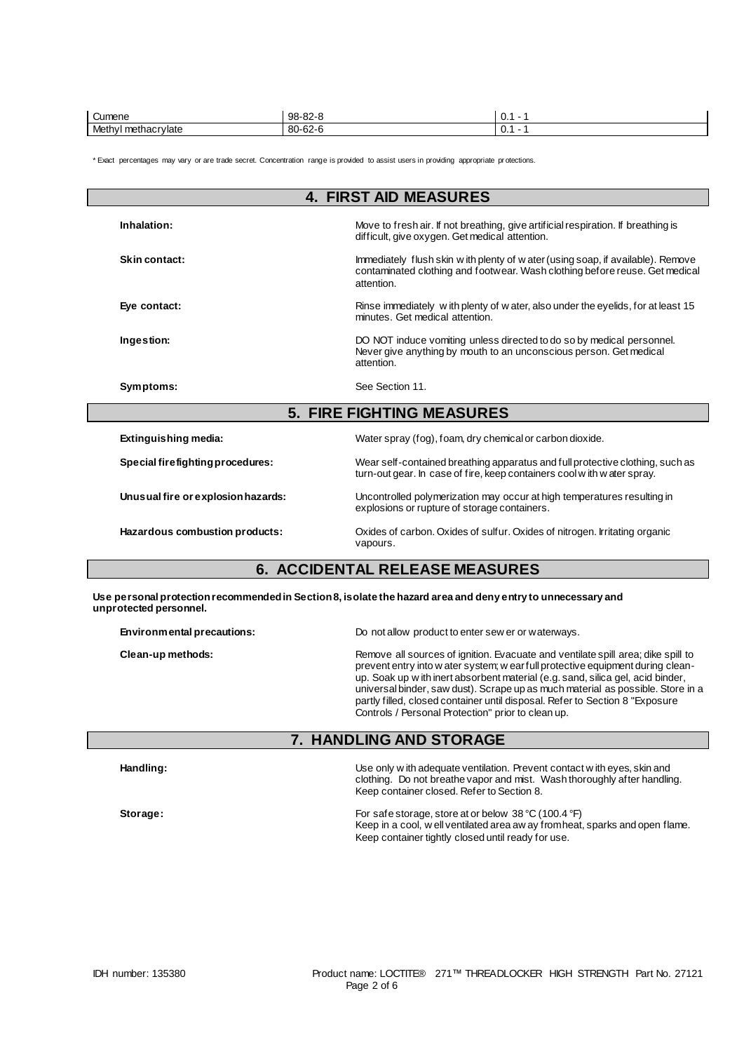| Cumene | 98-82-8 | 0.1 - 1 |
| --- | --- | --- |
| Methyl methacrylate | 80-62-6 | 0.1 - 1 |

* Exact percentages may vary or are trade secret. Concentration range is provided to assist users in providing appropriate protections.

## 4. FIRST AID MEASURES

**Inhalation:** Move to fresh air. If not breathing, give artificial respiration. If breathing is difficult, give oxygen. Get medical attention.

**Skin contact:** Immediately flush skin with plenty of water (using soap, if available). Remove contaminated clothing and footwear. Wash clothing before reuse. Get medical attention.

**Eye contact:** Rinse immediately with plenty of water, also under the eyelids, for at least 15 minutes. Get medical attention.

**Ingestion:** DO NOT induce vomiting unless directed to do so by medical personnel. Never give anything by mouth to an unconscious person. Get medical attention.

**Symptoms:** See Section 11.

## 5. FIRE FIGHTING MEASURES

**Extinguishing media:** Water spray (fog), foam, dry chemical or carbon dioxide.

**Special firefighting procedures:** Wear self-contained breathing apparatus and full protective clothing, such as turn-out gear. In case of fire, keep containers cool with water spray.

**Unusual fire or explosion hazards:** Uncontrolled polymerization may occur at high temperatures resulting in explosions or rupture of storage containers.

**Hazardous combustion products:** Oxides of carbon. Oxides of sulfur. Oxides of nitrogen. Irritating organic vapours.

## 6. ACCIDENTAL RELEASE MEASURES

**Use personal protection recommended in Section 8, isolate the hazard area and deny entry to unnecessary and unprotected personnel.**

**Environmental precautions:** Do not allow product to enter sewer or waterways.

**Clean-up methods:** Remove all sources of ignition. Evacuate and ventilate spill area; dike spill to prevent entry into water system; wear full protective equipment during clean-up. Soak up with inert absorbent material (e.g. sand, silica gel, acid binder, universal binder, saw dust). Scrape up as much material as possible. Store in a partly filled, closed container until disposal. Refer to Section 8 "Exposure Controls / Personal Protection" prior to clean up.

## 7. HANDLING AND STORAGE

**Handling:** Use only with adequate ventilation. Prevent contact with eyes, skin and clothing. Do not breathe vapor and mist. Wash thoroughly after handling. Keep container closed. Refer to Section 8.

**Storage:** For safe storage, store at or below 38 °C (100.4 °F)
Keep in a cool, well ventilated area away from heat, sparks and open flame.
Keep container tightly closed until ready for use.

IDH number: 135380 Product name: LOCTITE® 271™ THREADLOCKER HIGH STRENGTH Part No. 27121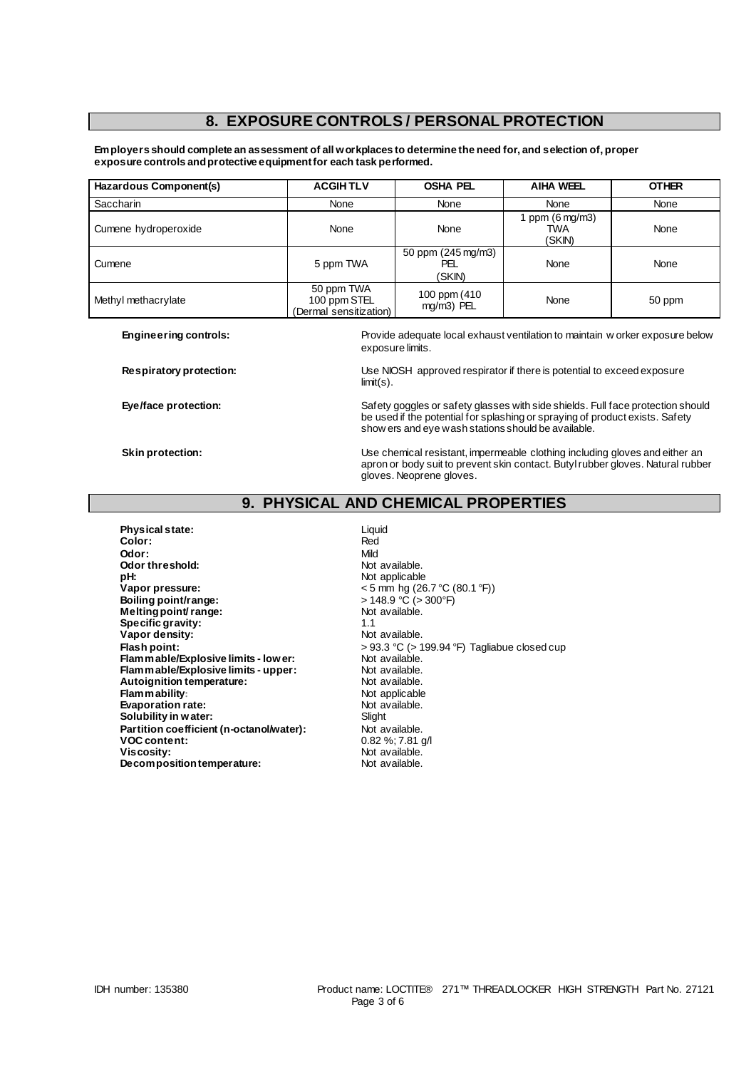## 8. EXPOSURE CONTROLS / PERSONAL PROTECTION

**Employers should complete an assessment of all workplaces to determine the need for, and selection of, proper exposure controls and protective equipment for each task performed.**

| Hazardous Component(s) | ACGIH TLV | OSHA PEL | AIHA WEEL | OTHER |
|---|---|---|---|---|
| Saccharin | None | None | None | None |
| Cumene hydroperoxide | None | None | 1 ppm (6 mg/m3) TWA (SKIN) | None |
| Cumene | 5 ppm TWA | 50 ppm (245 mg/m3) PEL (SKIN) | None | None |
| Methyl methacrylate | 50 ppm TWA 100 ppm STEL (Dermal sensitization) | 100 ppm (410 mg/m3) PEL | None | 50 ppm |

**Engineering controls:** Provide adequate local exhaust ventilation to maintain worker exposure below exposure limits.

**Respiratory protection:** Use NIOSH approved respirator if there is potential to exceed exposure limit(s).

**Eye/face protection:** Safety goggles or safety glasses with side shields. Full face protection should be used if the potential for splashing or spraying of product exists. Safety showers and eye wash stations should be available.

**Skin protection:** Use chemical resistant, impermeable clothing including gloves and either an apron or body suit to prevent skin contact. Butyl rubber gloves. Natural rubber gloves. Neoprene gloves.

## 9. PHYSICAL AND CHEMICAL PROPERTIES

**Physical state:** Liquid
**Color:** Red
**Odor:** Mild
**Odor threshold:** Not available.
**pH:** Not applicable
**Vapor pressure:** < 5 mm hg (26.7 °C (80.1 °F))
**Boiling point/range:** > 148.9 °C (> 300°F)
**Melting point/ range:** Not available.
**Specific gravity:** 1.1
**Vapor density:** Not available.
**Flash point:** > 93.3 °C (> 199.94 °F) Tagliabue closed cup
**Flammable/Explosive limits - lower:** Not available.
**Flammable/Explosive limits - upper:** Not available.
**Autoignition temperature:** Not available.
**Flammability:** Not applicable
**Evaporation rate:** Not available.
**Solubility in water:** Slight
**Partition coefficient (n-octanol/water):** Not available.
**VOC content:** 0.82 %; 7.81 g/l
**Viscosity:** Not available.
**Decomposition temperature:** Not available.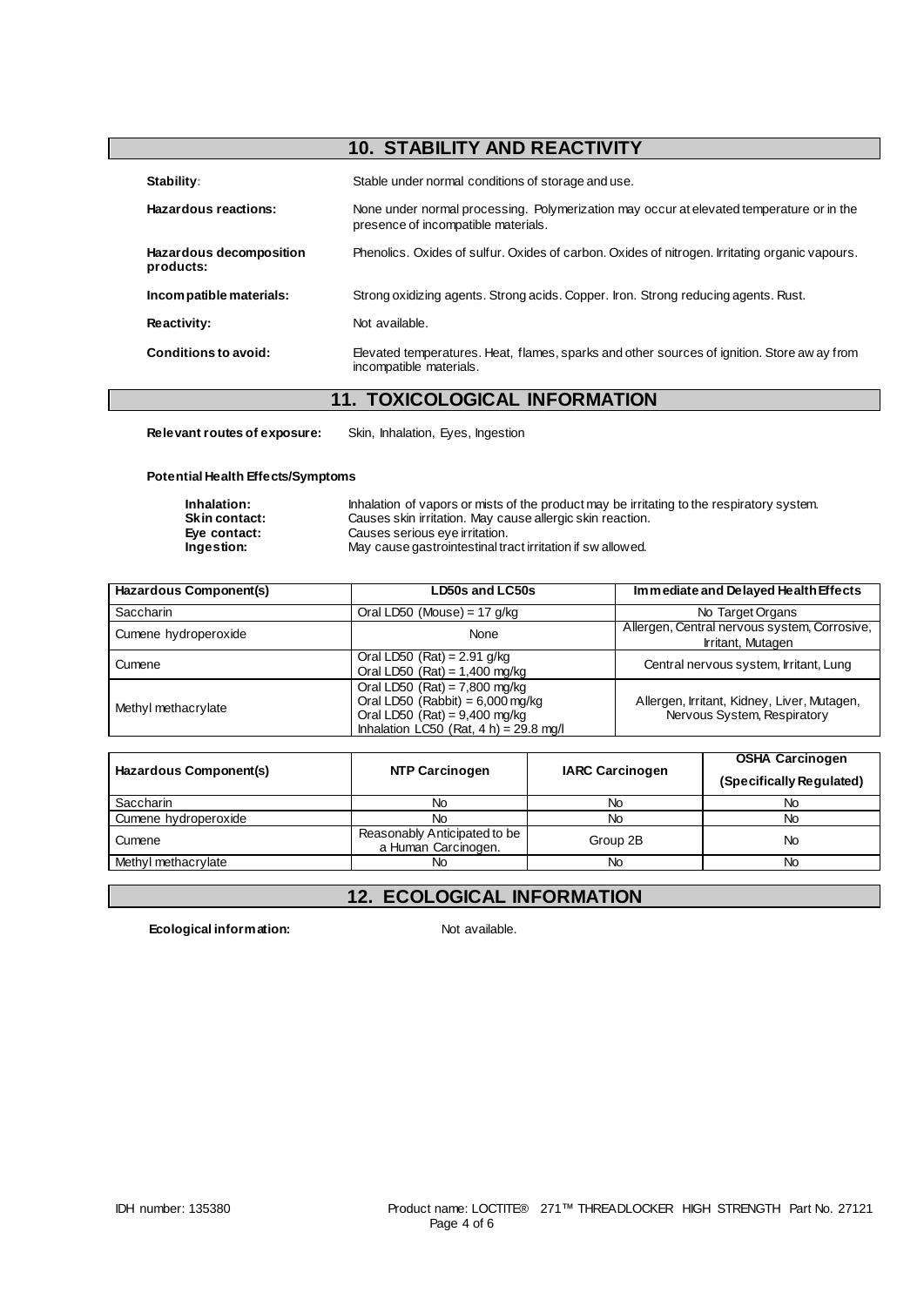## 10. STABILITY AND REACTIVITY

**Stability:** Stable under normal conditions of storage and use.

**Hazardous reactions:** None under normal processing. Polymerization may occur at elevated temperature or in the presence of incompatible materials.

**Hazardous decomposition products:** Phenolics. Oxides of sulfur. Oxides of carbon. Oxides of nitrogen. Irritating organic vapours.

**Incompatible materials:** Strong oxidizing agents. Strong acids. Copper. Iron. Strong reducing agents. Rust.

**Reactivity:** Not available.

**Conditions to avoid:** Elevated temperatures. Heat, flames, sparks and other sources of ignition. Store away from incompatible materials.

## 11. TOXICOLOGICAL INFORMATION

**Relevant routes of exposure:** Skin, Inhalation, Eyes, Ingestion

**Potential Health Effects/Symptoms**

**Inhalation:** Inhalation of vapors or mists of the product may be irritating to the respiratory system.
**Skin contact:** Causes skin irritation. May cause allergic skin reaction.
**Eye contact:** Causes serious eye irritation.
**Ingestion:** May cause gastrointestinal tract irritation if swallowed.

| Hazardous Component(s) | LD50s and LC50s | Immediate and Delayed Health Effects |
|---|---|---|
| Saccharin | Oral LD50 (Mouse) = 17 g/kg | No Target Organs |
| Cumene hydroperoxide | None | Allergen, Central nervous system, Corrosive, Irritant, Mutagen |
| Cumene | Oral LD50 (Rat) = 2.91 g/kg<br>Oral LD50 (Rat) = 1,400 mg/kg | Central nervous system, Irritant, Lung |
| Methyl methacrylate | Oral LD50 (Rat) = 7,800 mg/kg<br>Oral LD50 (Rabbit) = 6,000 mg/kg<br>Oral LD50 (Rat) = 9,400 mg/kg<br>Inhalation LC50 (Rat, 4 h) = 29.8 mg/l | Allergen, Irritant, Kidney, Liver, Mutagen, Nervous System, Respiratory |

| Hazardous Component(s) | NTP Carcinogen | IARC Carcinogen | OSHA Carcinogen (Specifically Regulated) |
|---|---|---|---|
| Saccharin | No | No | No |
| Cumene hydroperoxide | No | No | No |
| Cumene | Reasonably Anticipated to be a Human Carcinogen. | Group 2B | No |
| Methyl methacrylate | No | No | No |

## 12. ECOLOGICAL INFORMATION

**Ecological information:** Not available.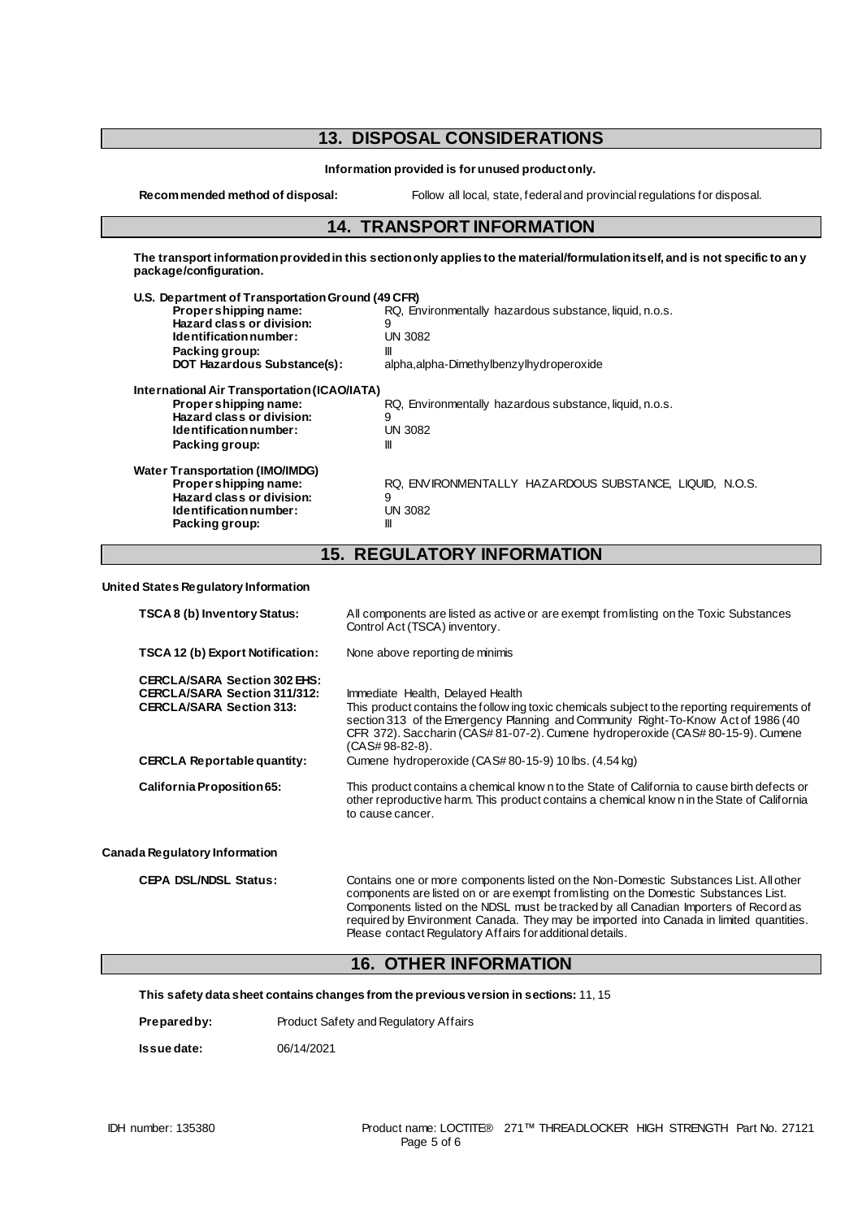## 13. DISPOSAL CONSIDERATIONS

**Information provided is for unused product only.**

**Recommended method of disposal:** Follow all local, state, federal and provincial regulations for disposal.

## 14. TRANSPORT INFORMATION

**The transport information provided in this section only applies to the material/formulation itself, and is not specific to any package/configuration.**

**U.S. Department of Transportation Ground (49 CFR)**

| | |
|---|---|
| **Proper shipping name:** | RQ, Environmentally hazardous substance, liquid, n.o.s. |
| **Hazard class or division:** | 9 |
| **Identification number:** | UN 3082 |
| **Packing group:** | III |
| **DOT Hazardous Substance(s):** | alpha,alpha-Dimethylbenzylhydroperoxide |

**International Air Transportation (ICAO/IATA)**

| | |
|---|---|
| **Proper shipping name:** | RQ, Environmentally hazardous substance, liquid, n.o.s. |
| **Hazard class or division:** | 9 |
| **Identification number:** | UN 3082 |
| **Packing group:** | III |

**Water Transportation (IMO/IMDG)**

| | |
|---|---|
| **Proper shipping name:** | RQ, ENVIRONMENTALLY HAZARDOUS SUBSTANCE, LIQUID, N.O.S. |
| **Hazard class or division:** | 9 |
| **Identification number:** | UN 3082 |
| **Packing group:** | III |

## 15. REGULATORY INFORMATION

**United States Regulatory Information**

| | |
|---|---|
| **TSCA 8 (b) Inventory Status:** | All components are listed as active or are exempt from listing on the Toxic Substances Control Act (TSCA) inventory. |
| **TSCA 12 (b) Export Notification:** | None above reporting de minimis |
| **CERCLA/SARA Section 302 EHS:** | |
| **CERCLA/SARA Section 311/312:** | Immediate Health, Delayed Health |
| **CERCLA/SARA Section 313:** | This product contains the following toxic chemicals subject to the reporting requirements of section 313 of the Emergency Planning and Community Right-To-Know Act of 1986 (40 CFR 372). Saccharin (CAS# 81-07-2). Cumene hydroperoxide (CAS# 80-15-9). Cumene (CAS# 98-82-8). |
| **CERCLA Reportable quantity:** | Cumene hydroperoxide (CAS# 80-15-9) 10 lbs. (4.54 kg) |
| **California Proposition 65:** | This product contains a chemical known to the State of California to cause birth defects or other reproductive harm. This product contains a chemical known in the State of California to cause cancer. |

**Canada Regulatory Information**

| | |
|---|---|
| **CEPA DSL/NDSL Status:** | Contains one or more components listed on the Non-Domestic Substances List. All other components are listed on or are exempt from listing on the Domestic Substances List. Components listed on the NDSL must be tracked by all Canadian Importers of Record as required by Environment Canada. They may be imported into Canada in limited quantities. Please contact Regulatory Affairs for additional details. |

## 16. OTHER INFORMATION

**This safety data sheet contains changes from the previous version in sections:** 11, 15

**Prepared by:** Product Safety and Regulatory Affairs

**Issue date:** 06/14/2021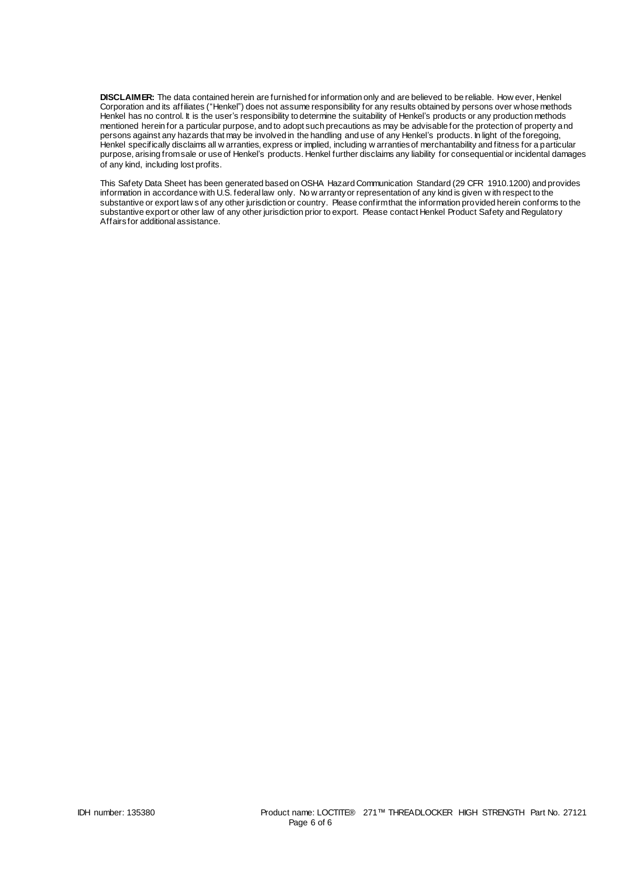**DISCLAIMER:** The data contained herein are furnished for information only and are believed to be reliable. However, Henkel Corporation and its affiliates ("Henkel") does not assume responsibility for any results obtained by persons over whose methods Henkel has no control. It is the user's responsibility to determine the suitability of Henkel's products or any production methods mentioned herein for a particular purpose, and to adopt such precautions as may be advisable for the protection of property and persons against any hazards that may be involved in the handling and use of any Henkel's products. In light of the foregoing, Henkel specifically disclaims all warranties, express or implied, including warranties of merchantability and fitness for a particular purpose, arising from sale or use of Henkel's products. Henkel further disclaims any liability for consequential or incidental damages of any kind, including lost profits.

This Safety Data Sheet has been generated based on OSHA Hazard Communication Standard (29 CFR 1910.1200) and provides information in accordance with U.S. federal law only. No warranty or representation of any kind is given with respect to the substantive or export laws of any other jurisdiction or country. Please confirm that the information provided herein conforms to the substantive export or other law of any other jurisdiction prior to export. Please contact Henkel Product Safety and Regulatory Affairs for additional assistance.